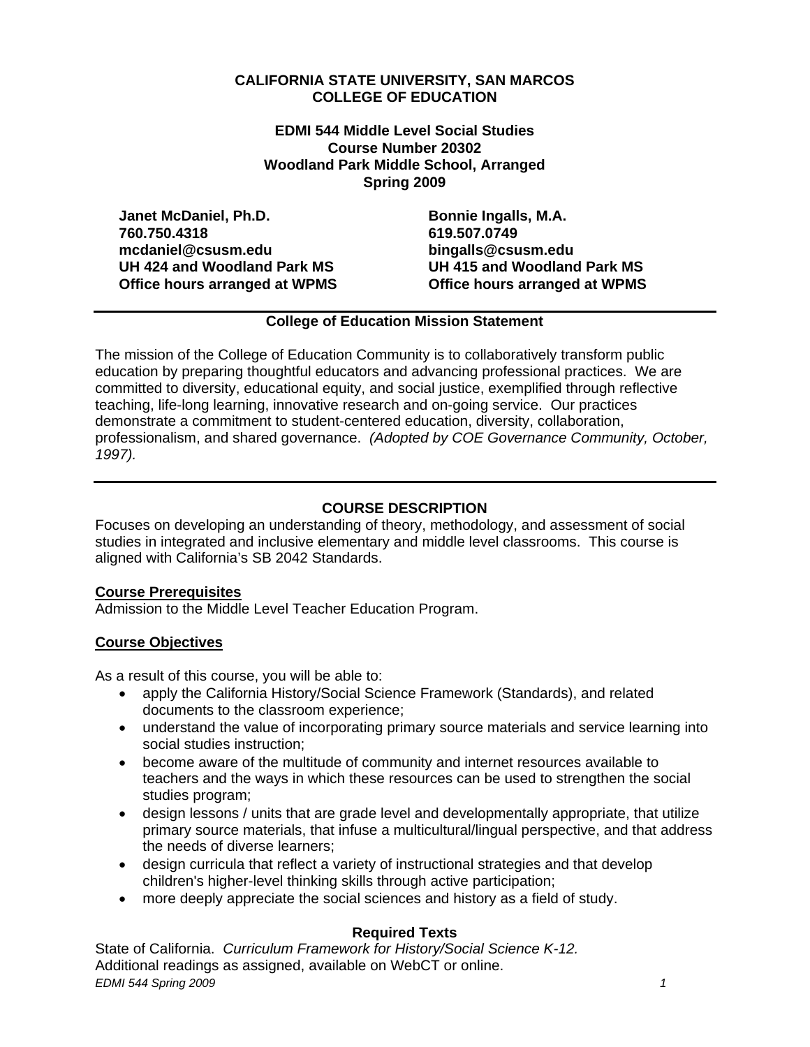**CALIFORNIA STATE UNIVERSITY, SAN MARCOS**
**COLLEGE OF EDUCATION**

**EDMI 544 Middle Level Social Studies**
**Course Number 20302**
**Woodland Park Middle School, Arranged**
**Spring 2009**

**Janet McDaniel, Ph.D.**
**760.750.4318**
**mcdaniel@csusm.edu**
**UH 424 and Woodland Park MS**
**Office hours arranged at WPMS**

**Bonnie Ingalls, M.A.**
**619.507.0749**
**bingalls@csusm.edu**
**UH 415 and Woodland Park MS**
**Office hours arranged at WPMS**

---

**College of Education Mission Statement**

The mission of the College of Education Community is to collaboratively transform public education by preparing thoughtful educators and advancing professional practices. We are committed to diversity, educational equity, and social justice, exemplified through reflective teaching, life-long learning, innovative research and on-going service. Our practices demonstrate a commitment to student-centered education, diversity, collaboration, professionalism, and shared governance. *(Adopted by COE Governance Community, October, 1997).*

---

## COURSE DESCRIPTION

Focuses on developing an understanding of theory, methodology, and assessment of social studies in integrated and inclusive elementary and middle level classrooms. This course is aligned with California's SB 2042 Standards.

### Course Prerequisites

Admission to the Middle Level Teacher Education Program.

### Course Objectives

As a result of this course, you will be able to:

- apply the California History/Social Science Framework (Standards), and related documents to the classroom experience;
- understand the value of incorporating primary source materials and service learning into social studies instruction;
- become aware of the multitude of community and internet resources available to teachers and the ways in which these resources can be used to strengthen the social studies program;
- design lessons / units that are grade level and developmentally appropriate, that utilize primary source materials, that infuse a multicultural/lingual perspective, and that address the needs of diverse learners;
- design curricula that reflect a variety of instructional strategies and that develop children's higher-level thinking skills through active participation;
- more deeply appreciate the social sciences and history as a field of study.

**Required Texts**

State of California. *Curriculum Framework for History/Social Science K-12.*
Additional readings as assigned, available on WebCT or online.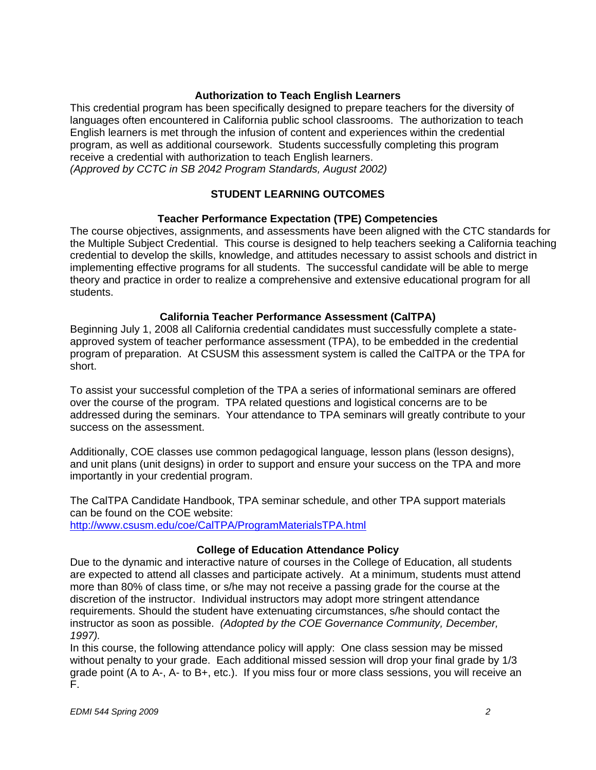### Authorization to Teach English Learners

This credential program has been specifically designed to prepare teachers for the diversity of languages often encountered in California public school classrooms. The authorization to teach English learners is met through the infusion of content and experiences within the credential program, as well as additional coursework. Students successfully completing this program receive a credential with authorization to teach English learners.
*(Approved by CCTC in SB 2042 Program Standards, August 2002)*

## STUDENT LEARNING OUTCOMES

### Teacher Performance Expectation (TPE) Competencies

The course objectives, assignments, and assessments have been aligned with the CTC standards for the Multiple Subject Credential. This course is designed to help teachers seeking a California teaching credential to develop the skills, knowledge, and attitudes necessary to assist schools and district in implementing effective programs for all students. The successful candidate will be able to merge theory and practice in order to realize a comprehensive and extensive educational program for all students.

### California Teacher Performance Assessment (CalTPA)

Beginning July 1, 2008 all California credential candidates must successfully complete a state-approved system of teacher performance assessment (TPA), to be embedded in the credential program of preparation. At CSUSM this assessment system is called the CalTPA or the TPA for short.

To assist your successful completion of the TPA a series of informational seminars are offered over the course of the program. TPA related questions and logistical concerns are to be addressed during the seminars. Your attendance to TPA seminars will greatly contribute to your success on the assessment.

Additionally, COE classes use common pedagogical language, lesson plans (lesson designs), and unit plans (unit designs) in order to support and ensure your success on the TPA and more importantly in your credential program.

The CalTPA Candidate Handbook, TPA seminar schedule, and other TPA support materials can be found on the COE website:
http://www.csusm.edu/coe/CalTPA/ProgramMaterialsTPA.html

### College of Education Attendance Policy

Due to the dynamic and interactive nature of courses in the College of Education, all students are expected to attend all classes and participate actively. At a minimum, students must attend more than 80% of class time, or s/he may not receive a passing grade for the course at the discretion of the instructor. Individual instructors may adopt more stringent attendance requirements. Should the student have extenuating circumstances, s/he should contact the instructor as soon as possible. *(Adopted by the COE Governance Community, December, 1997).*
In this course, the following attendance policy will apply: One class session may be missed without penalty to your grade. Each additional missed session will drop your final grade by 1/3 grade point (A to A-, A- to B+, etc.). If you miss four or more class sessions, you will receive an F.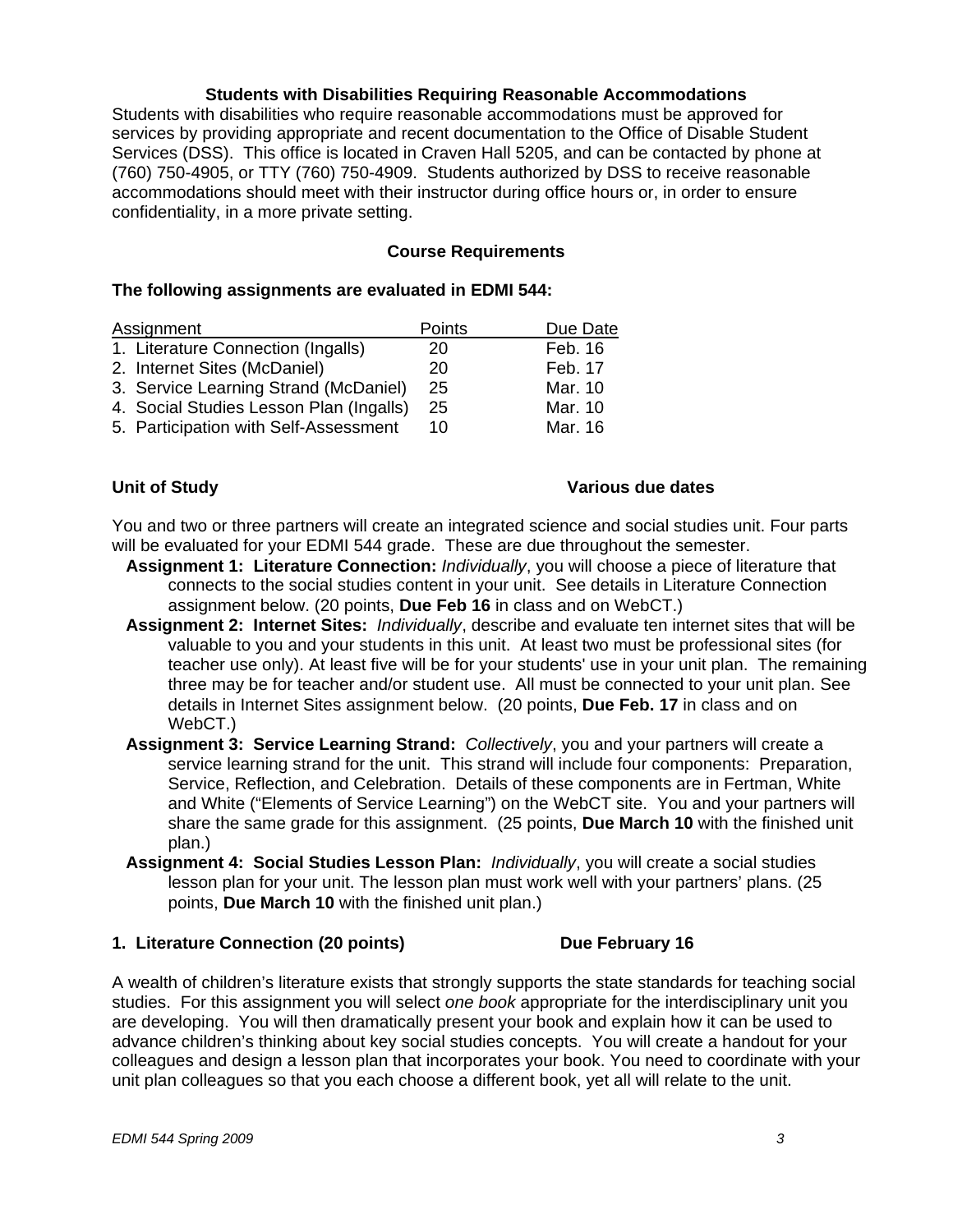### Students with Disabilities Requiring Reasonable Accommodations

Students with disabilities who require reasonable accommodations must be approved for services by providing appropriate and recent documentation to the Office of Disable Student Services (DSS). This office is located in Craven Hall 5205, and can be contacted by phone at (760) 750-4905, or TTY (760) 750-4909. Students authorized by DSS to receive reasonable accommodations should meet with their instructor during office hours or, in order to ensure confidentiality, in a more private setting.

### Course Requirements

**The following assignments are evaluated in EDMI 544:**

| Assignment | Points | Due Date |
|---|---|---|
| 1. Literature Connection (Ingalls) | 20 | Feb. 16 |
| 2. Internet Sites (McDaniel) | 20 | Feb. 17 |
| 3. Service Learning Strand (McDaniel) | 25 | Mar. 10 |
| 4. Social Studies Lesson Plan (Ingalls) | 25 | Mar. 10 |
| 5. Participation with Self-Assessment | 10 | Mar. 16 |

**Unit of Study** **Various due dates**

You and two or three partners will create an integrated science and social studies unit. Four parts will be evaluated for your EDMI 544 grade. These are due throughout the semester.

**Assignment 1: Literature Connection:** *Individually*, you will choose a piece of literature that connects to the social studies content in your unit. See details in Literature Connection assignment below. (20 points, **Due Feb 16** in class and on WebCT.)

**Assignment 2: Internet Sites:** *Individually*, describe and evaluate ten internet sites that will be valuable to you and your students in this unit. At least two must be professional sites (for teacher use only). At least five will be for your students' use in your unit plan. The remaining three may be for teacher and/or student use. All must be connected to your unit plan. See details in Internet Sites assignment below. (20 points, **Due Feb. 17** in class and on WebCT.)

**Assignment 3: Service Learning Strand:** *Collectively*, you and your partners will create a service learning strand for the unit. This strand will include four components: Preparation, Service, Reflection, and Celebration. Details of these components are in Fertman, White and White ("Elements of Service Learning") on the WebCT site. You and your partners will share the same grade for this assignment. (25 points, **Due March 10** with the finished unit plan.)

**Assignment 4: Social Studies Lesson Plan:** *Individually*, you will create a social studies lesson plan for your unit. The lesson plan must work well with your partners' plans. (25 points, **Due March 10** with the finished unit plan.)

### 1. Literature Connection (20 points) Due February 16

A wealth of children's literature exists that strongly supports the state standards for teaching social studies. For this assignment you will select *one book* appropriate for the interdisciplinary unit you are developing. You will then dramatically present your book and explain how it can be used to advance children's thinking about key social studies concepts. You will create a handout for your colleagues and design a lesson plan that incorporates your book. You need to coordinate with your unit plan colleagues so that you each choose a different book, yet all will relate to the unit.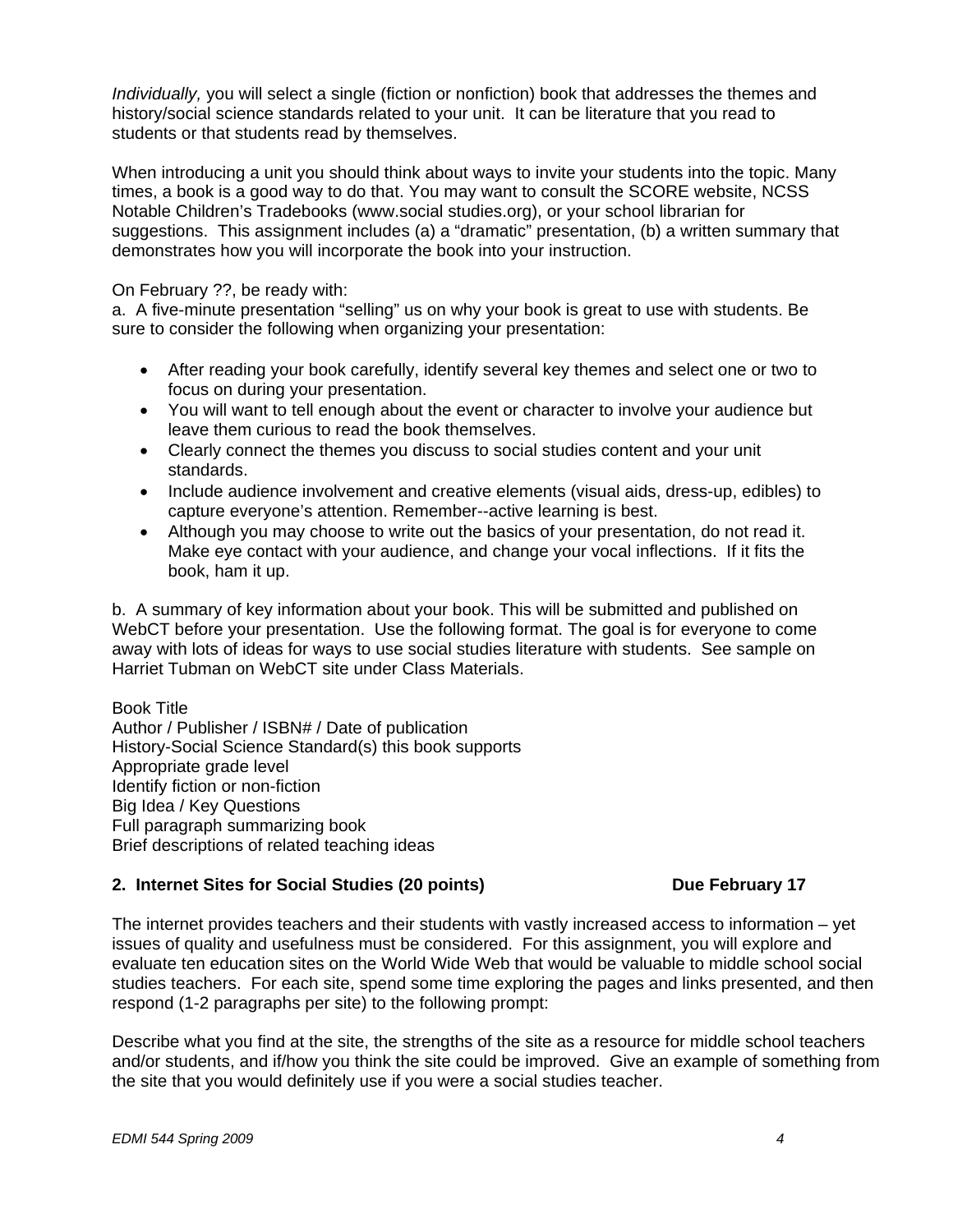*Individually,* you will select a single (fiction or nonfiction) book that addresses the themes and history/social science standards related to your unit. It can be literature that you read to students or that students read by themselves.

When introducing a unit you should think about ways to invite your students into the topic. Many times, a book is a good way to do that. You may want to consult the SCORE website, NCSS Notable Children's Tradebooks (www.social studies.org), or your school librarian for suggestions. This assignment includes (a) a "dramatic" presentation, (b) a written summary that demonstrates how you will incorporate the book into your instruction.

On February ??, be ready with:
a. A five-minute presentation "selling" us on why your book is great to use with students. Be sure to consider the following when organizing your presentation:

- After reading your book carefully, identify several key themes and select one or two to focus on during your presentation.
- You will want to tell enough about the event or character to involve your audience but leave them curious to read the book themselves.
- Clearly connect the themes you discuss to social studies content and your unit standards.
- Include audience involvement and creative elements (visual aids, dress-up, edibles) to capture everyone's attention. Remember--active learning is best.
- Although you may choose to write out the basics of your presentation, do not read it. Make eye contact with your audience, and change your vocal inflections. If it fits the book, ham it up.

b. A summary of key information about your book. This will be submitted and published on WebCT before your presentation. Use the following format. The goal is for everyone to come away with lots of ideas for ways to use social studies literature with students. See sample on Harriet Tubman on WebCT site under Class Materials.

Book Title
Author / Publisher / ISBN# / Date of publication
History-Social Science Standard(s) this book supports
Appropriate grade level
Identify fiction or non-fiction
Big Idea / Key Questions
Full paragraph summarizing book
Brief descriptions of related teaching ideas

**2. Internet Sites for Social Studies (20 points) Due February 17**

The internet provides teachers and their students with vastly increased access to information – yet issues of quality and usefulness must be considered. For this assignment, you will explore and evaluate ten education sites on the World Wide Web that would be valuable to middle school social studies teachers. For each site, spend some time exploring the pages and links presented, and then respond (1-2 paragraphs per site) to the following prompt:

Describe what you find at the site, the strengths of the site as a resource for middle school teachers and/or students, and if/how you think the site could be improved. Give an example of something from the site that you would definitely use if you were a social studies teacher.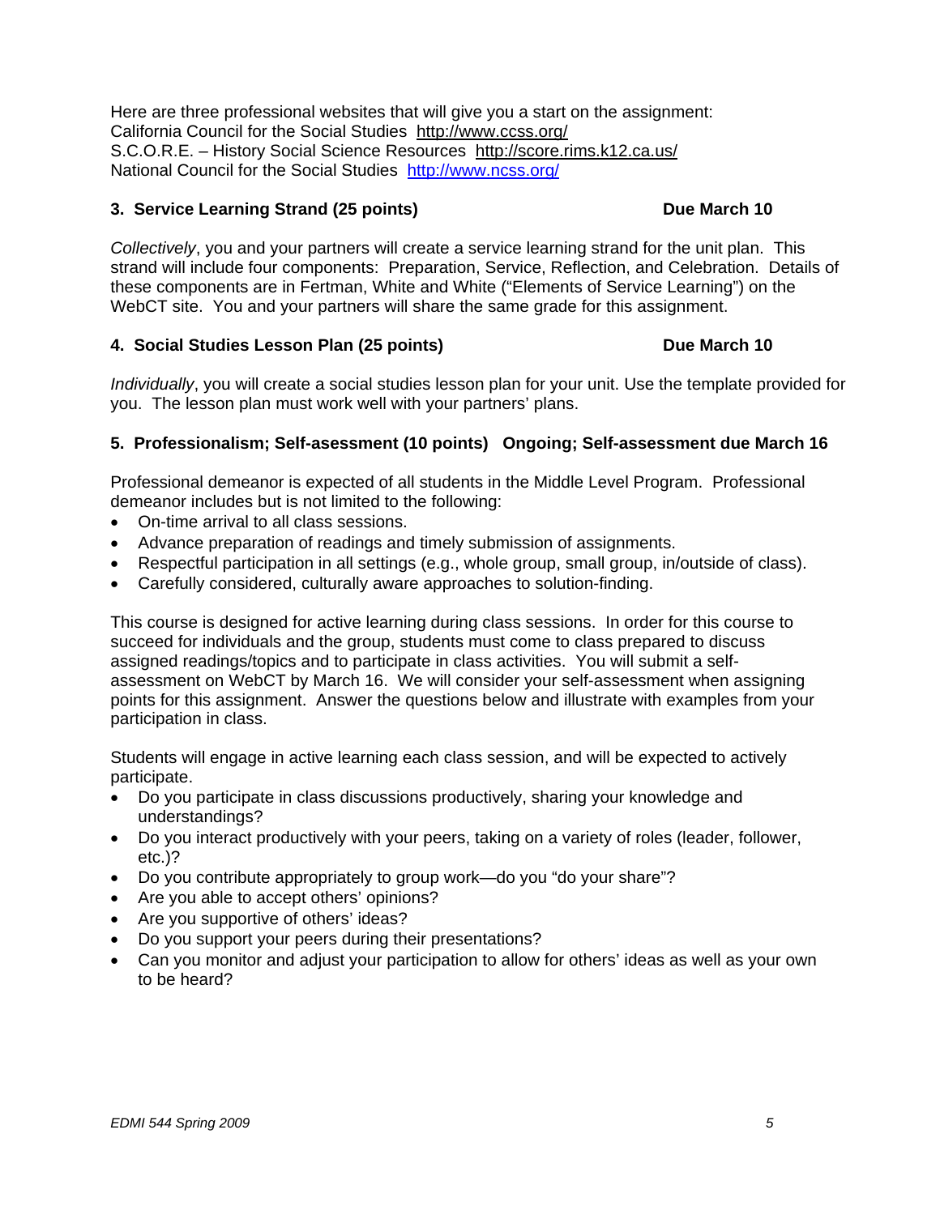Here are three professional websites that will give you a start on the assignment:
California Council for the Social Studies http://www.ccss.org/
S.C.O.R.E. – History Social Science Resources http://score.rims.k12.ca.us/
National Council for the Social Studies http://www.ncss.org/

### 3. Service Learning Strand (25 points) — Due March 10

*Collectively*, you and your partners will create a service learning strand for the unit plan. This strand will include four components: Preparation, Service, Reflection, and Celebration. Details of these components are in Fertman, White and White ("Elements of Service Learning") on the WebCT site. You and your partners will share the same grade for this assignment.

### 4. Social Studies Lesson Plan (25 points) — Due March 10

*Individually*, you will create a social studies lesson plan for your unit. Use the template provided for you. The lesson plan must work well with your partners' plans.

### 5. Professionalism; Self-asessment (10 points) — Ongoing; Self-assessment due March 16

Professional demeanor is expected of all students in the Middle Level Program. Professional demeanor includes but is not limited to the following:

- On-time arrival to all class sessions.
- Advance preparation of readings and timely submission of assignments.
- Respectful participation in all settings (e.g., whole group, small group, in/outside of class).
- Carefully considered, culturally aware approaches to solution-finding.

This course is designed for active learning during class sessions. In order for this course to succeed for individuals and the group, students must come to class prepared to discuss assigned readings/topics and to participate in class activities. You will submit a self-assessment on WebCT by March 16. We will consider your self-assessment when assigning points for this assignment. Answer the questions below and illustrate with examples from your participation in class.

Students will engage in active learning each class session, and will be expected to actively participate.

- Do you participate in class discussions productively, sharing your knowledge and understandings?
- Do you interact productively with your peers, taking on a variety of roles (leader, follower, etc.)?
- Do you contribute appropriately to group work—do you "do your share"?
- Are you able to accept others' opinions?
- Are you supportive of others' ideas?
- Do you support your peers during their presentations?
- Can you monitor and adjust your participation to allow for others' ideas as well as your own to be heard?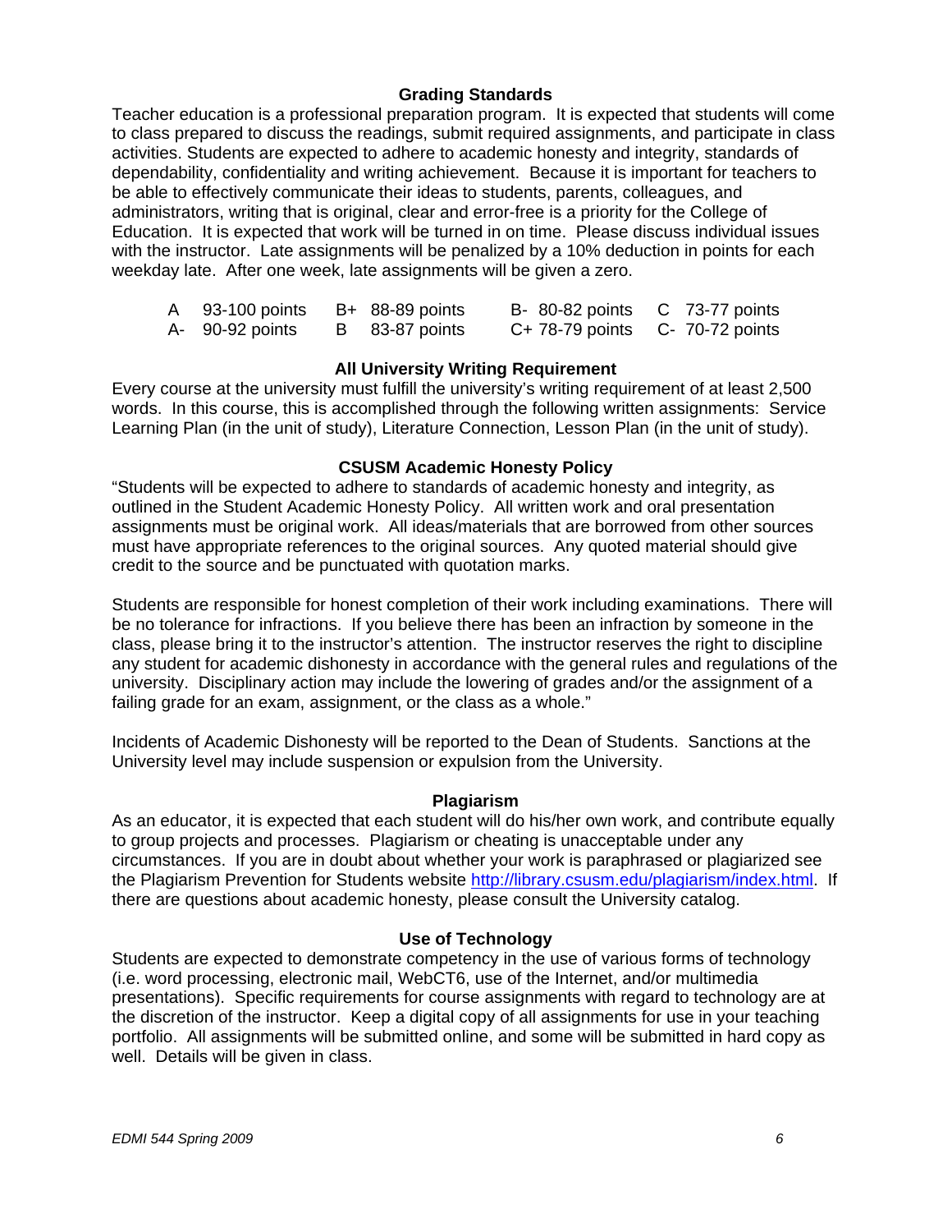## Grading Standards

Teacher education is a professional preparation program. It is expected that students will come to class prepared to discuss the readings, submit required assignments, and participate in class activities. Students are expected to adhere to academic honesty and integrity, standards of dependability, confidentiality and writing achievement. Because it is important for teachers to be able to effectively communicate their ideas to students, parents, colleagues, and administrators, writing that is original, clear and error-free is a priority for the College of Education. It is expected that work will be turned in on time. Please discuss individual issues with the instructor. Late assignments will be penalized by a 10% deduction in points for each weekday late. After one week, late assignments will be given a zero.

| | | | | | | | |
|---|---|---|---|---|---|---|---|
| A | 93-100 points | B+ | 88-89 points | B- | 80-82 points | C | 73-77 points |
| A- | 90-92 points | B | 83-87 points | C+ | 78-79 points | C- | 70-72 points |

## All University Writing Requirement

Every course at the university must fulfill the university's writing requirement of at least 2,500 words. In this course, this is accomplished through the following written assignments: Service Learning Plan (in the unit of study), Literature Connection, Lesson Plan (in the unit of study).

## CSUSM Academic Honesty Policy

"Students will be expected to adhere to standards of academic honesty and integrity, as outlined in the Student Academic Honesty Policy. All written work and oral presentation assignments must be original work. All ideas/materials that are borrowed from other sources must have appropriate references to the original sources. Any quoted material should give credit to the source and be punctuated with quotation marks.

Students are responsible for honest completion of their work including examinations. There will be no tolerance for infractions. If you believe there has been an infraction by someone in the class, please bring it to the instructor's attention. The instructor reserves the right to discipline any student for academic dishonesty in accordance with the general rules and regulations of the university. Disciplinary action may include the lowering of grades and/or the assignment of a failing grade for an exam, assignment, or the class as a whole."

Incidents of Academic Dishonesty will be reported to the Dean of Students. Sanctions at the University level may include suspension or expulsion from the University.

## Plagiarism

As an educator, it is expected that each student will do his/her own work, and contribute equally to group projects and processes. Plagiarism or cheating is unacceptable under any circumstances. If you are in doubt about whether your work is paraphrased or plagiarized see the Plagiarism Prevention for Students website http://library.csusm.edu/plagiarism/index.html. If there are questions about academic honesty, please consult the University catalog.

## Use of Technology

Students are expected to demonstrate competency in the use of various forms of technology (i.e. word processing, electronic mail, WebCT6, use of the Internet, and/or multimedia presentations). Specific requirements for course assignments with regard to technology are at the discretion of the instructor. Keep a digital copy of all assignments for use in your teaching portfolio. All assignments will be submitted online, and some will be submitted in hard copy as well. Details will be given in class.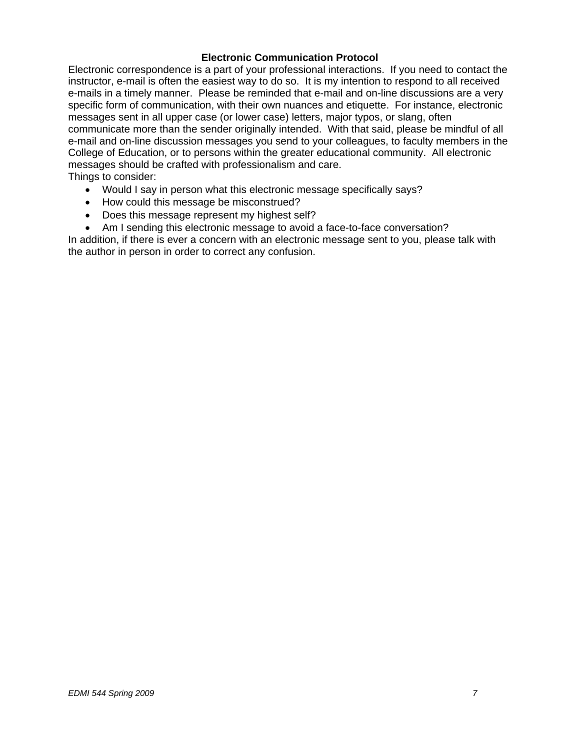## Electronic Communication Protocol

Electronic correspondence is a part of your professional interactions. If you need to contact the instructor, e-mail is often the easiest way to do so. It is my intention to respond to all received e-mails in a timely manner. Please be reminded that e-mail and on-line discussions are a very specific form of communication, with their own nuances and etiquette. For instance, electronic messages sent in all upper case (or lower case) letters, major typos, or slang, often communicate more than the sender originally intended. With that said, please be mindful of all e-mail and on-line discussion messages you send to your colleagues, to faculty members in the College of Education, or to persons within the greater educational community. All electronic messages should be crafted with professionalism and care.

Things to consider:

- Would I say in person what this electronic message specifically says?
- How could this message be misconstrued?
- Does this message represent my highest self?
- Am I sending this electronic message to avoid a face-to-face conversation?

In addition, if there is ever a concern with an electronic message sent to you, please talk with the author in person in order to correct any confusion.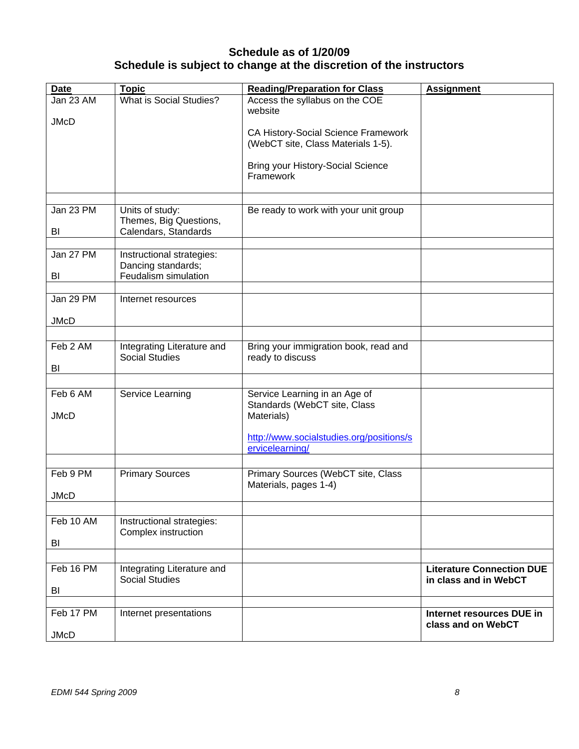**Schedule as of 1/20/09**
**Schedule is subject to change at the discretion of the instructors**

| Date | Topic | Reading/Preparation for Class | Assignment |
|---|---|---|---|
| Jan 23 AM<br><br>JMcD | What is Social Studies? | Access the syllabus on the COE website<br><br>CA History-Social Science Framework (WebCT site, Class Materials 1-5).<br><br>Bring your History-Social Science Framework | |
| | | | |
| Jan 23 PM<br><br>BI | Units of study: Themes, Big Questions, Calendars, Standards | Be ready to work with your unit group | |
| | | | |
| Jan 27 PM<br><br>BI | Instructional strategies: Dancing standards; Feudalism simulation | | |
| | | | |
| Jan 29 PM<br><br>JMcD | Internet resources | | |
| | | | |
| Feb 2 AM<br><br>BI | Integrating Literature and Social Studies | Bring your immigration book, read and ready to discuss | |
| | | | |
| Feb 6 AM<br><br>JMcD | Service Learning | Service Learning in an Age of Standards (WebCT site, Class Materials)<br><br>http://www.socialstudies.org/positions/servicelearning/ | |
| | | | |
| Feb 9 PM<br><br>JMcD | Primary Sources | Primary Sources (WebCT site, Class Materials, pages 1-4) | |
| | | | |
| Feb 10 AM<br><br>BI | Instructional strategies: Complex instruction | | |
| | | | |
| Feb 16 PM<br><br>BI | Integrating Literature and Social Studies | | **Literature Connection DUE in class and in WebCT** |
| | | | |
| Feb 17 PM<br><br>JMcD | Internet presentations | | **Internet resources DUE in class and on WebCT** |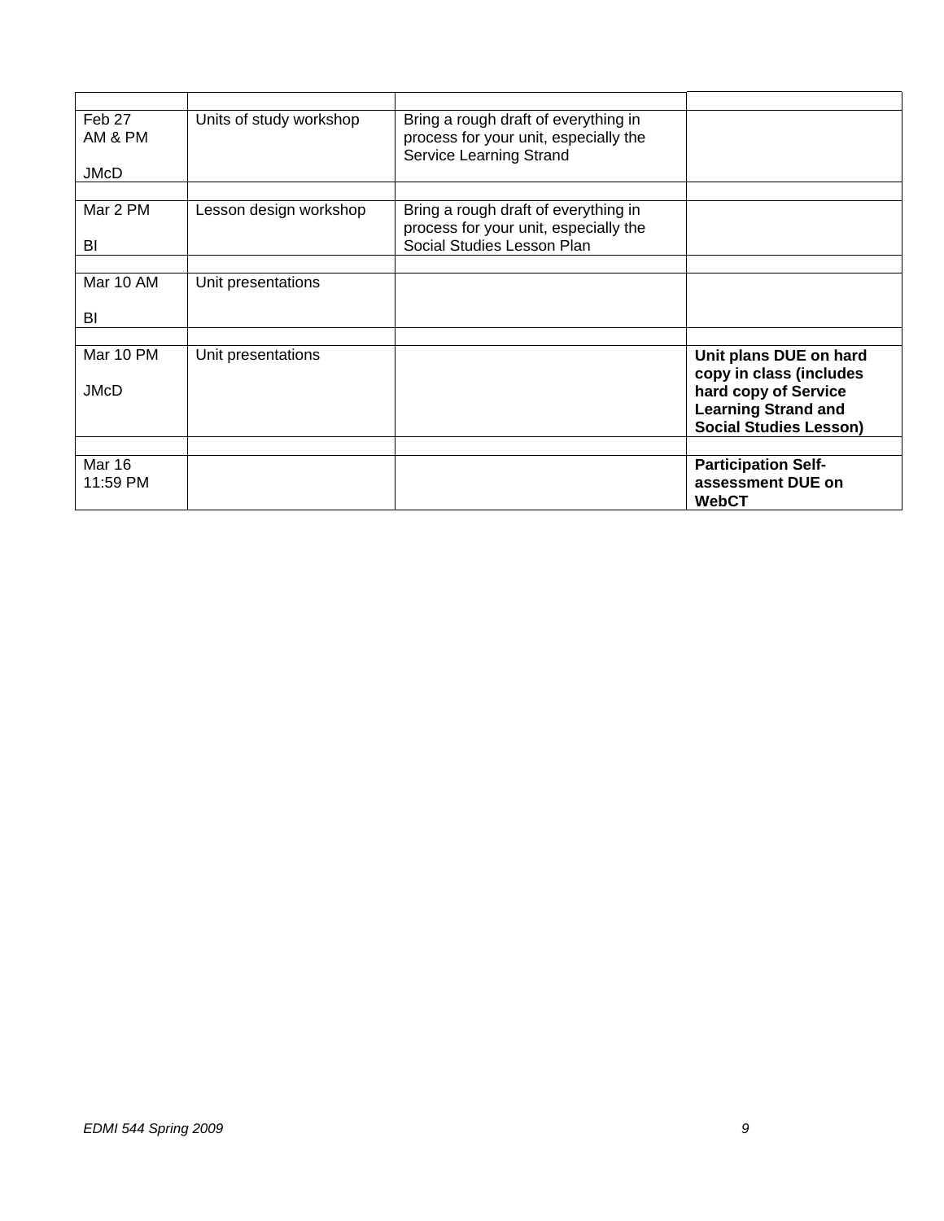| | | | |
|---|---|---|---|
| Feb 27<br>AM & PM<br><br>JMcD | Units of study workshop | Bring a rough draft of everything in process for your unit, especially the Service Learning Strand | |
| | | | |
| Mar 2 PM<br><br>BI | Lesson design workshop | Bring a rough draft of everything in process for your unit, especially the Social Studies Lesson Plan | |
| | | | |
| Mar 10 AM<br><br>BI | Unit presentations | | |
| | | | |
| Mar 10 PM<br><br>JMcD | Unit presentations | | **Unit plans DUE on hard copy in class (includes hard copy of Service Learning Strand and Social Studies Lesson)** |
| | | | |
| Mar 16<br>11:59 PM | | | **Participation Self-assessment DUE on WebCT** |